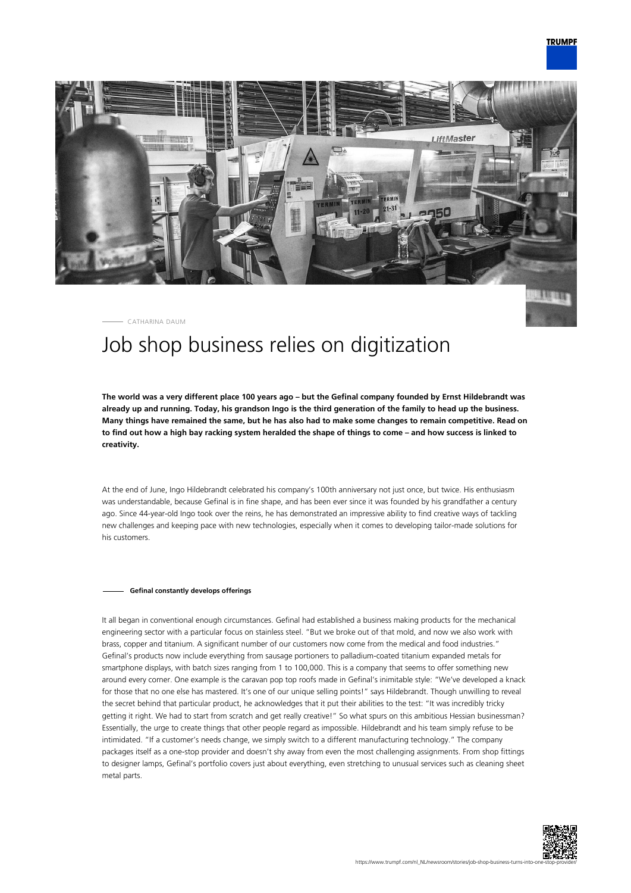CATHARINA DAUM

# Job shop business relies on digitization

**The world was a very different place 100 years ago – but the Gefinal company founded by Ernst Hildebrandt was already up and running. Today, his grandson Ingo is the third generation of the family to head up the business. Many things have remained the same, but he has also had to make some changes to remain competitive. Read on to find out how a high bay racking system heralded the shape of things to come – and how success is linked to creativity.**

At the end of June, Ingo Hildebrandt celebrated his company's 100th anniversary not just once, but twice. His enthusiasm was understandable, because Gefinal is in fine shape, and has been ever since it was founded by his grandfather a century ago. Since 44-year-old Ingo took over the reins, he has demonstrated an impressive ability to find creative ways of tackling new challenges and keeping pace with new technologies, especially when it comes to developing tailor-made solutions for his customers.

#### Gefinal constantly develops offerings

It all began in conventional enough circumstances. Gefinal had established a business making products for the mechanical engineering sector with a particular focus on stainless steel. "But we broke out of that mold, and now we also work with brass, copper and titanium. A significant number of our customers now come from the medical and food industries." Gefinal's products now include everything from sausage portioners to palladium-coated titanium expanded metals for smartphone displays, with batch sizes ranging from 1 to 100,000. This is a company that seems to offer something new around every corner. One example is the caravan pop top roofs made in Gefinal's inimitable style: "We've developed a knack for those that no one else has mastered. It's one of our unique selling points!" says Hildebrandt. Though unwilling to reveal the secret behind that particular product, he acknowledges that it put their abilities to the test: "It was incredibly tricky getting it right. We had to start from scratch and get really creative!" So what spurs on this ambitious Hessian businessman? Essentially, the urge to create things that other people regard as impossible. Hildebrandt and his team simply refuse to be intimidated. "If a customer's needs change, we simply switch to a different manufacturing technology." The company packages itself as a one-stop provider and doesn't shy away from even the most challenging assignments. From shop fittings to designer lamps, Gefinal's portfolio covers just about everything, even stretching to unusual services such as cleaning sheet metal parts.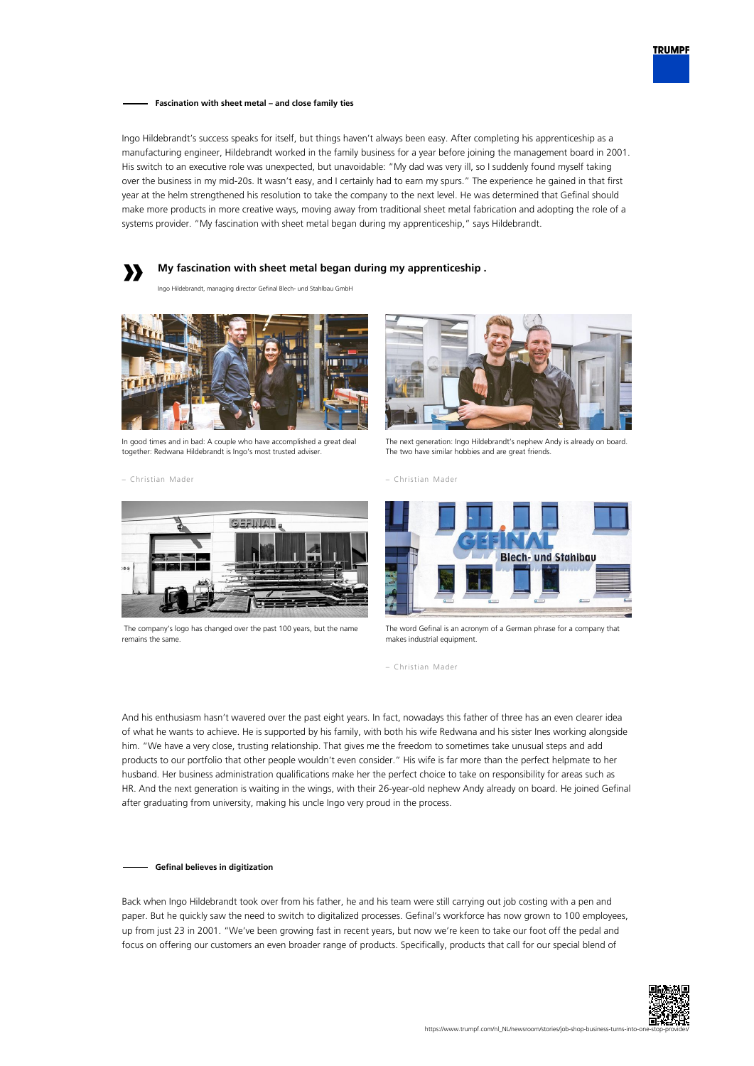## Fascination with sheet metal – and close family ties

Ingo Hildebrandt's success speaks for itself, but things haven't always been easy. After completing his apprenticeship as a manufacturing engineer, Hildebrandt worked in the family business for a year before joining the management board in 2001. His switch to an executive role was unexpected, but unavoidable: "My dad was very ill, so I suddenly found myself taking over the business in my mid-20s. It wasn't easy, and I certainly had to earn my spurs." The experience he gained in that first year at the helm strengthened his resolution to take the company to the next level. He was determined that Gefinal should make more products in more creative ways, moving away from traditional sheet metal fabrication and adopting the role of a systems provider. "My fascination with sheet metal began during my apprenticeship," says Hildebrandt.

> **My fascination with sheet metal began during my apprenticeship .**
>
> Ingo Hildebrandt, managing director Gefinal Blech- und Stahlbau GmbH

In good times and in bad: A couple who have accomplished a great deal together: Redwana Hildebrandt is Ingo's most trusted adviser.

– Christian Mader

The next generation: Ingo Hildebrandt's nephew Andy is already on board. The two have similar hobbies and are great friends.

– Christian Mader

The company's logo has changed over the past 100 years, but the name remains the same.

The word Gefinal is an acronym of a German phrase for a company that makes industrial equipment.

– Christian Mader

And his enthusiasm hasn't wavered over the past eight years. In fact, nowadays this father of three has an even clearer idea of what he wants to achieve. He is supported by his family, with both his wife Redwana and his sister Ines working alongside him. "We have a very close, trusting relationship. That gives me the freedom to sometimes take unusual steps and add products to our portfolio that other people wouldn't even consider." His wife is far more than the perfect helpmate to her husband. Her business administration qualifications make her the perfect choice to take on responsibility for areas such as HR. And the next generation is waiting in the wings, with their 26-year-old nephew Andy already on board. He joined Gefinal after graduating from university, making his uncle Ingo very proud in the process.

## Gefinal believes in digitization

Back when Ingo Hildebrandt took over from his father, he and his team were still carrying out job costing with a pen and paper. But he quickly saw the need to switch to digitalized processes. Gefinal's workforce has now grown to 100 employees, up from just 23 in 2001. "We've been growing fast in recent years, but now we're keen to take our foot off the pedal and focus on offering our customers an even broader range of products. Specifically, products that call for our special blend of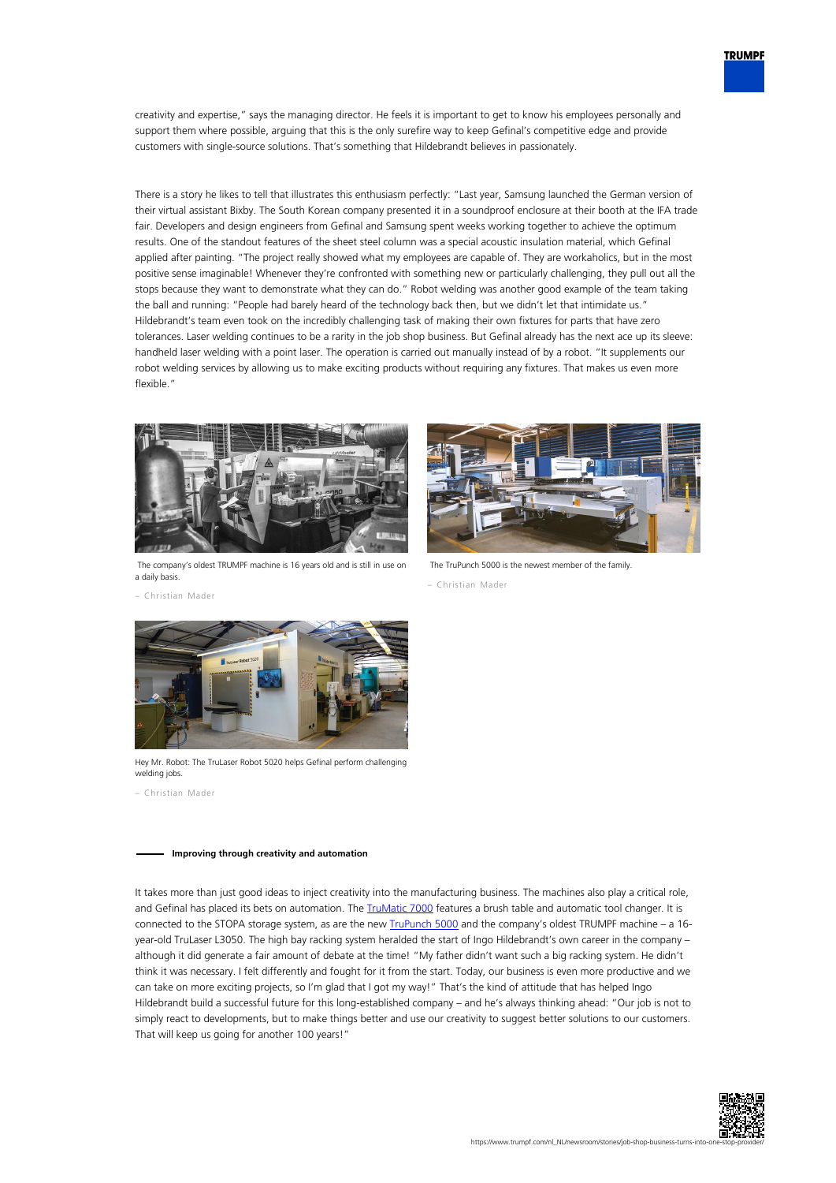creativity and expertise," says the managing director. He feels it is important to get to know his employees personally and support them where possible, arguing that this is the only surefire way to keep Gefinal's competitive edge and provide customers with single-source solutions. That's something that Hildebrandt believes in passionately.

There is a story he likes to tell that illustrates this enthusiasm perfectly: "Last year, Samsung launched the German version of their virtual assistant Bixby. The South Korean company presented it in a soundproof enclosure at their booth at the IFA trade fair. Developers and design engineers from Gefinal and Samsung spent weeks working together to achieve the optimum results. One of the standout features of the sheet steel column was a special acoustic insulation material, which Gefinal applied after painting. "The project really showed what my employees are capable of. They are workaholics, but in the most positive sense imaginable! Whenever they're confronted with something new or particularly challenging, they pull out all the stops because they want to demonstrate what they can do." Robot welding was another good example of the team taking the ball and running: "People had barely heard of the technology back then, but we didn't let that intimidate us." Hildebrandt's team even took on the incredibly challenging task of making their own fixtures for parts that have zero tolerances. Laser welding continues to be a rarity in the job shop business. But Gefinal already has the next ace up its sleeve: handheld laser welding with a point laser. The operation is carried out manually instead of by a robot. "It supplements our robot welding services by allowing us to make exciting products without requiring any fixtures. That makes us even more flexible."

The company's oldest TRUMPF machine is 16 years old and is still in use on a daily basis.

– Christian Mader

The TruPunch 5000 is the newest member of the family.

– Christian Mader

Hey Mr. Robot: The TruLaser Robot 5020 helps Gefinal perform challenging welding jobs.

– Christian Mader

## Improving through creativity and automation

It takes more than just good ideas to inject creativity into the manufacturing business. The machines also play a critical role, and Gefinal has placed its bets on automation. The TruMatic 7000 features a brush table and automatic tool changer. It is connected to the STOPA storage system, as are the new TruPunch 5000 and the company's oldest TRUMPF machine – a 16-year-old TruLaser L3050. The high bay racking system heralded the start of Ingo Hildebrandt's own career in the company – although it did generate a fair amount of debate at the time! "My father didn't want such a big racking system. He didn't think it was necessary. I felt differently and fought for it from the start. Today, our business is even more productive and we can take on more exciting projects, so I'm glad that I got my way!" That's the kind of attitude that has helped Ingo Hildebrandt build a successful future for this long-established company – and he's always thinking ahead: "Our job is not to simply react to developments, but to make things better and use our creativity to suggest better solutions to our customers. That will keep us going for another 100 years!"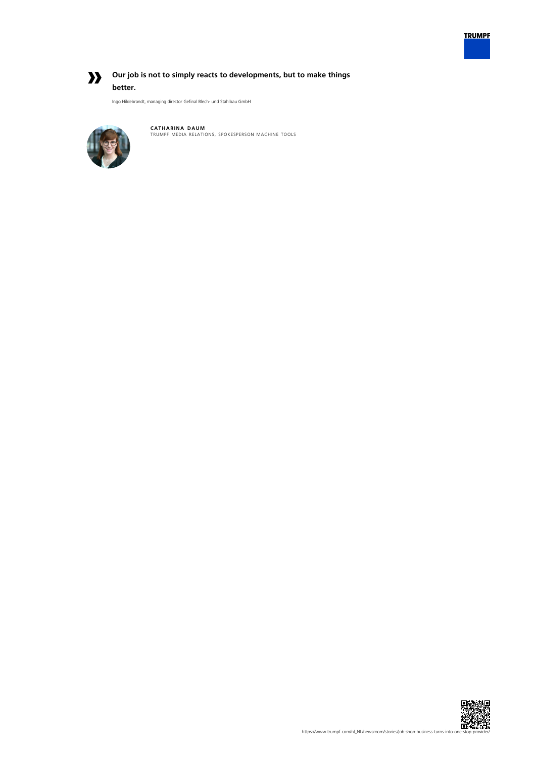**Our job is not to simply reacts to developments, but to make things better.**

Ingo Hildebrandt, managing director Gefinal Blech- und Stahlbau GmbH

**CATHARINA DAUM**
TRUMPF MEDIA RELATIONS, SPOKESPERSON MACHINE TOOLS

https://www.trumpf.com/nl_NL/newsroom/stories/job-shop-business-turns-into-one-stop-provider/